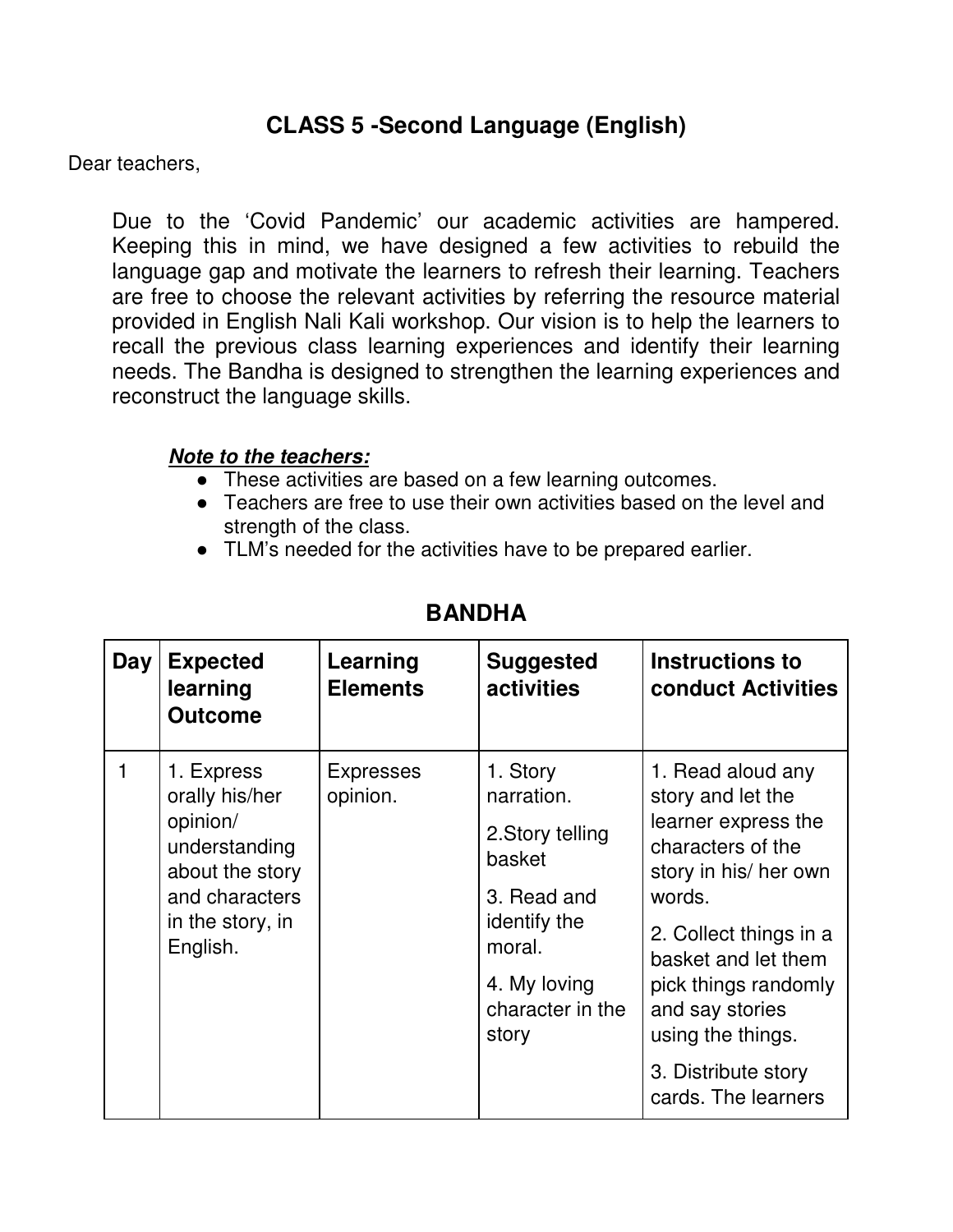# CLASS 5 -Second Language (English)

Dear teachers,

Due to the 'Covid Pandemic' our academic activities are hampered. Keeping this in mind, we have designed a few activities to rebuild the language gap and motivate the learners to refresh their learning. Teachers are free to choose the relevant activities by referring the resource material provided in English Nali Kali workshop. Our vision is to help the learners to recall the previous class learning experiences and identify their learning needs. The Bandha is designed to strengthen the learning experiences and reconstruct the language skills.

***Note to the teachers:***

- These activities are based on a few learning outcomes.
- Teachers are free to use their own activities based on the level and strength of the class.
- TLM's needed for the activities have to be prepared earlier.

## BANDHA

| Day | Expected learning Outcome | Learning Elements | Suggested activities | Instructions to conduct Activities |
|---|---|---|---|---|
| 1 | 1. Express orally his/her opinion/ understanding about the story and characters in the story, in English. | Expresses opinion. | 1. Story narration.<br>2.Story telling basket<br>3. Read and identify the moral.<br>4. My loving character in the story | 1. Read aloud any story and let the learner express the characters of the story in his/ her own words.<br>2. Collect things in a basket and let them pick things randomly and say stories using the things.<br>3. Distribute story cards. The learners |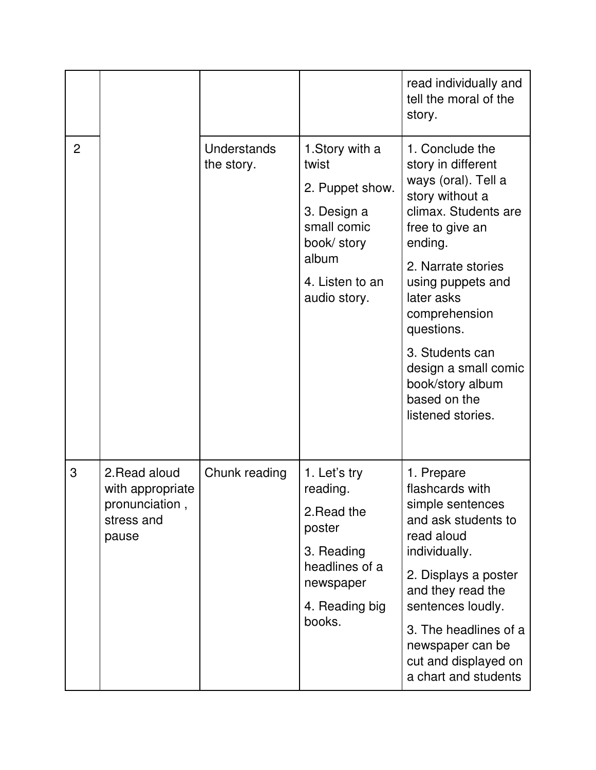| | | | | |
|---|---|---|---|---|
| | | | | read individually and tell the moral of the story. |
| 2 | | Understands the story. | 1.Story with a twist<br>2. Puppet show.<br>3. Design a small comic book/ story album<br>4. Listen to an audio story. | 1. Conclude the story in different ways (oral). Tell a story without a climax. Students are free to give an ending.<br>2. Narrate stories using puppets and later asks comprehension questions.<br>3. Students can design a small comic book/story album based on the listened stories. |
| 3 | 2.Read aloud with appropriate pronunciation , stress and pause | Chunk reading | 1. Let's try reading.<br>2.Read the poster<br>3. Reading headlines of a newspaper<br>4. Reading big books. | 1. Prepare flashcards with simple sentences and ask students to read aloud individually.<br>2. Displays a poster and they read the sentences loudly.<br>3. The headlines of a newspaper can be cut and displayed on a chart and students |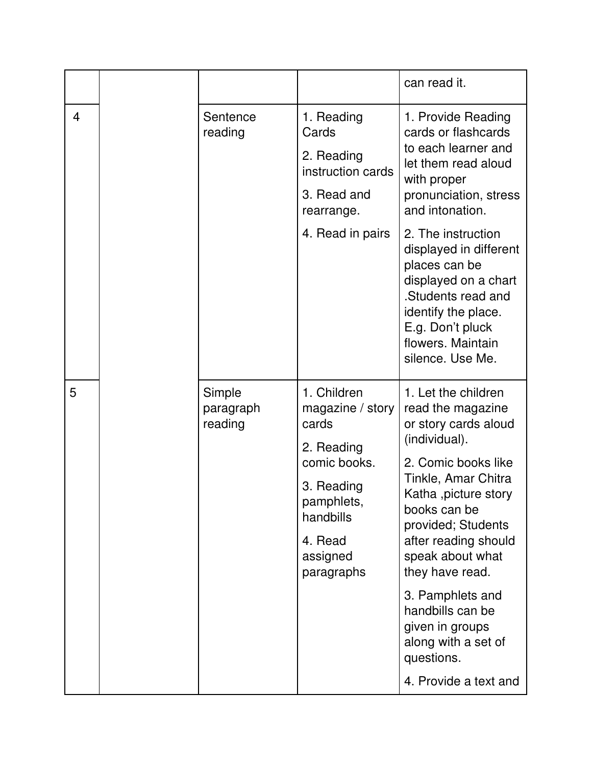| | | | | can read it. |
|---|---|---|---|---|
| 4 | | Sentence reading | 1. Reading Cards<br>2. Reading instruction cards<br>3. Read and rearrange.<br>4. Read in pairs | 1. Provide Reading cards or flashcards to each learner and let them read aloud with proper pronunciation, stress and intonation.<br>2. The instruction displayed in different places can be displayed on a chart .Students read and identify the place. E.g. Don't pluck flowers. Maintain silence. Use Me. |
| 5 | | Simple paragraph reading | 1. Children magazine / story cards<br>2. Reading comic books.<br>3. Reading pamphlets, handbills<br>4. Read assigned paragraphs | 1. Let the children read the magazine or story cards aloud (individual).<br>2. Comic books like Tinkle, Amar Chitra Katha ,picture story books can be provided; Students after reading should speak about what they have read.<br>3. Pamphlets and handbills can be given in groups along with a set of questions.<br>4. Provide a text and |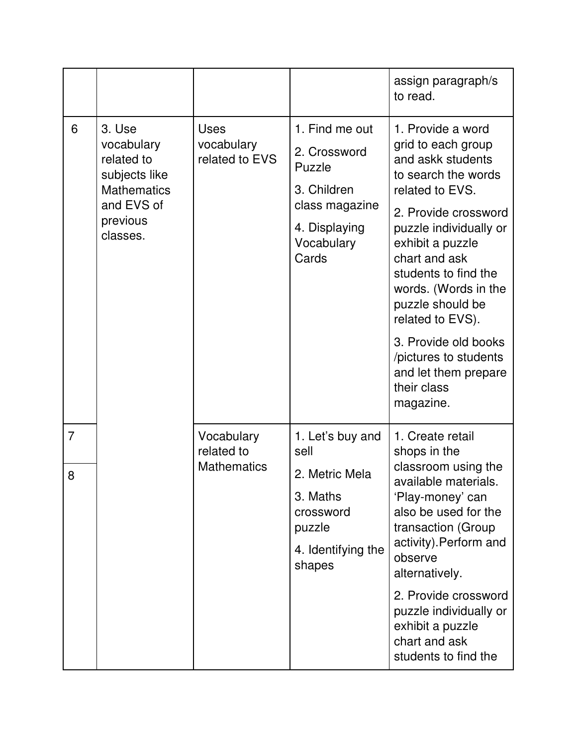| | | | | |
|---|---|---|---|---|
| | | | | assign paragraph/s to read. |
| 6 | 3. Use vocabulary related to subjects like Mathematics and EVS of previous classes. | Uses vocabulary related to EVS | 1. Find me out<br>2. Crossword Puzzle<br>3. Children class magazine<br>4. Displaying Vocabulary Cards | 1. Provide a word grid to each group and askk students to search the words related to EVS.<br>2. Provide crossword puzzle individually or exhibit a puzzle chart and ask students to find the words. (Words in the puzzle should be related to EVS).<br>3. Provide old books /pictures to students and let them prepare their class magazine. |
| 7 | | Vocabulary related to Mathematics | 1. Let's buy and sell<br>2. Metric Mela<br>3. Maths crossword puzzle<br>4. Identifying the shapes | 1. Create retail shops in the classroom using the available materials. 'Play-money' can also be used for the transaction (Group activity).Perform and observe alternatively.<br>2. Provide crossword puzzle individually or exhibit a puzzle chart and ask students to find the |
| 8 | | | | |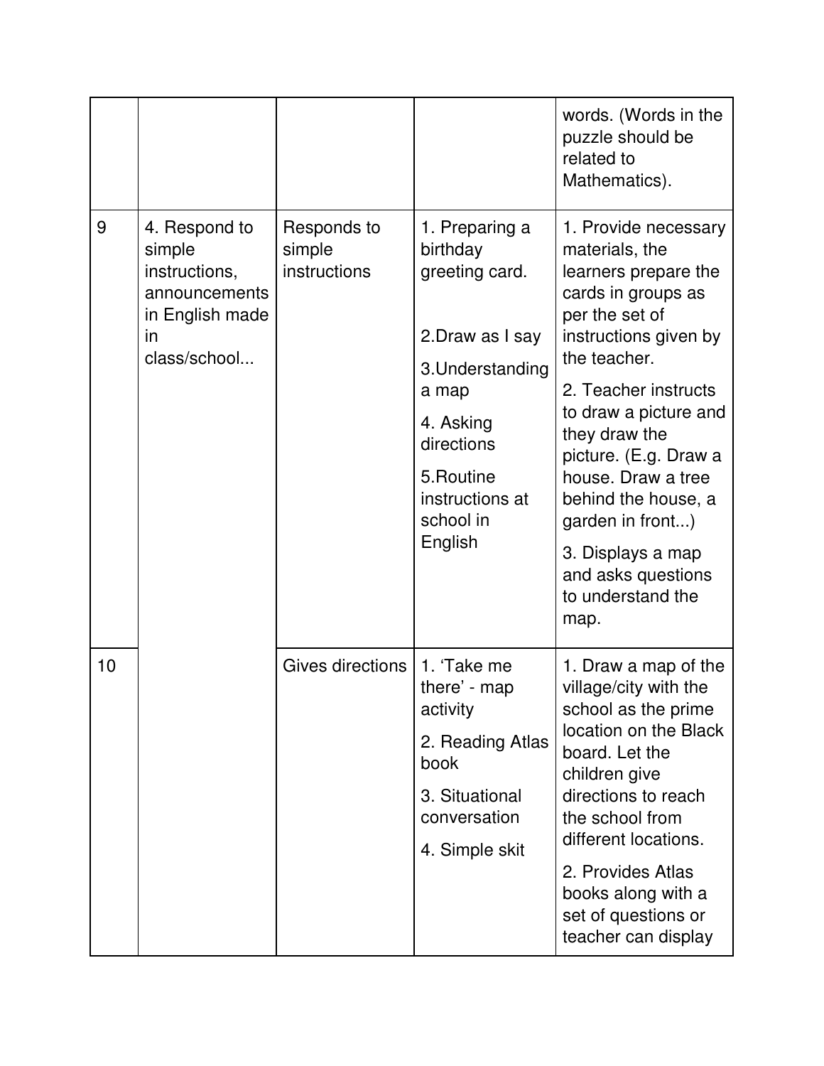| | | | | |
|---|---|---|---|---|
| | | | | words. (Words in the puzzle should be related to Mathematics). |
| 9 | 4. Respond to simple instructions, announcements in English made in class/school... | Responds to simple instructions | 1. Preparing a birthday greeting card.<br><br>2.Draw as I say<br><br>3.Understanding a map<br><br>4. Asking directions<br><br>5.Routine instructions at school in English | 1. Provide necessary materials, the learners prepare the cards in groups as per the set of instructions given by the teacher.<br><br>2. Teacher instructs to draw a picture and they draw the picture. (E.g. Draw a house. Draw a tree behind the house, a garden in front...)<br><br>3. Displays a map and asks questions to understand the map. |
| 10 | | Gives directions | 1. 'Take me there' - map activity<br><br>2. Reading Atlas book<br><br>3. Situational conversation<br><br>4. Simple skit | 1. Draw a map of the village/city with the school as the prime location on the Black board. Let the children give directions to reach the school from different locations.<br><br>2. Provides Atlas books along with a set of questions or teacher can display |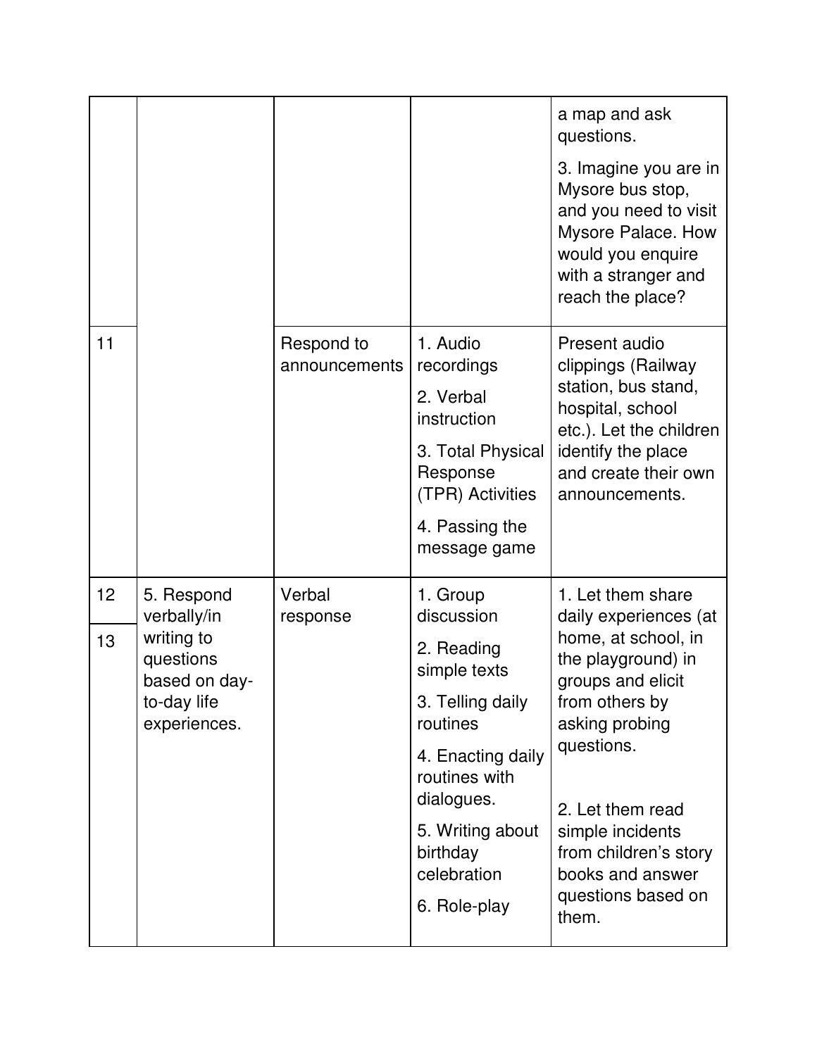| | | | | |
|---|---|---|---|---|
| | | | | a map and ask questions.<br><br>3. Imagine you are in Mysore bus stop, and you need to visit Mysore Palace. How would you enquire with a stranger and reach the place? |
| 11 | | Respond to announcements | 1. Audio recordings<br><br>2. Verbal instruction<br><br>3. Total Physical Response (TPR) Activities<br><br>4. Passing the message game | Present audio clippings (Railway station, bus stand, hospital, school etc.). Let the children identify the place and create their own announcements. |
| 12<br><br>13 | 5. Respond verbally/in writing to questions based on day-to-day life experiences. | Verbal response | 1. Group discussion<br><br>2. Reading simple texts<br><br>3. Telling daily routines<br><br>4. Enacting daily routines with dialogues.<br><br>5. Writing about birthday celebration<br><br>6. Role-play | 1. Let them share daily experiences (at home, at school, in the playground) in groups and elicit from others by asking probing questions.<br><br>2. Let them read simple incidents from children's story books and answer questions based on them. |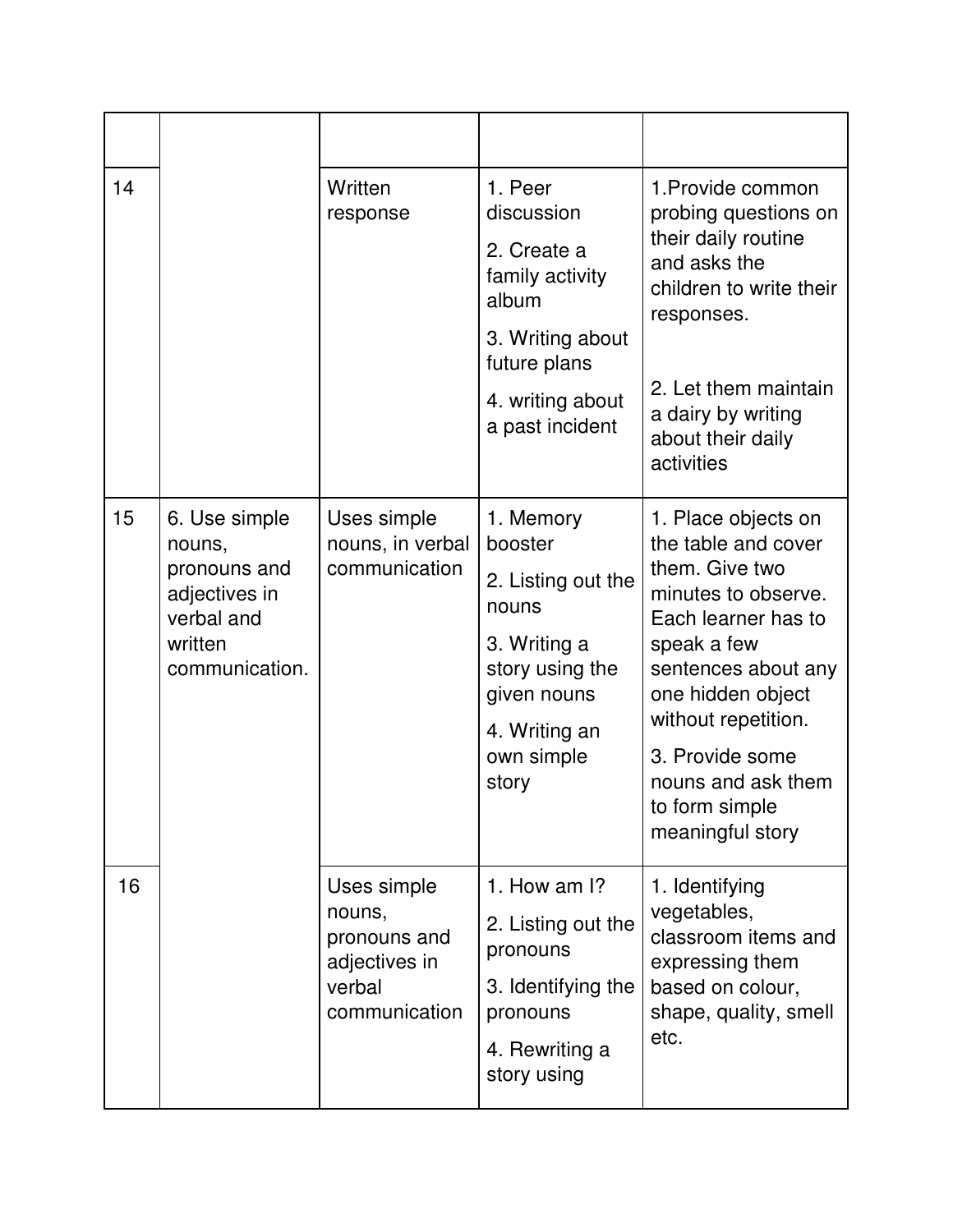| | | | | |
|---|---|---|---|---|
| 14 | | Written response | 1. Peer discussion<br>2. Create a family activity album<br>3. Writing about future plans<br>4. writing about a past incident | 1.Provide common probing questions on their daily routine and asks the children to write their responses.<br>2. Let them maintain a dairy by writing about their daily activities |
| 15 | 6. Use simple nouns, pronouns and adjectives in verbal and written communication. | Uses simple nouns, in verbal communication | 1. Memory booster<br>2. Listing out the nouns<br>3. Writing a story using the given nouns<br>4. Writing an own simple story | 1. Place objects on the table and cover them. Give two minutes to observe. Each learner has to speak a few sentences about any one hidden object without repetition.<br>3. Provide some nouns and ask them to form simple meaningful story |
| 16 | | Uses simple nouns, pronouns and adjectives in verbal communication | 1. How am I?<br>2. Listing out the pronouns<br>3. Identifying the pronouns<br>4. Rewriting a story using | 1. Identifying vegetables, classroom items and expressing them based on colour, shape, quality, smell etc. |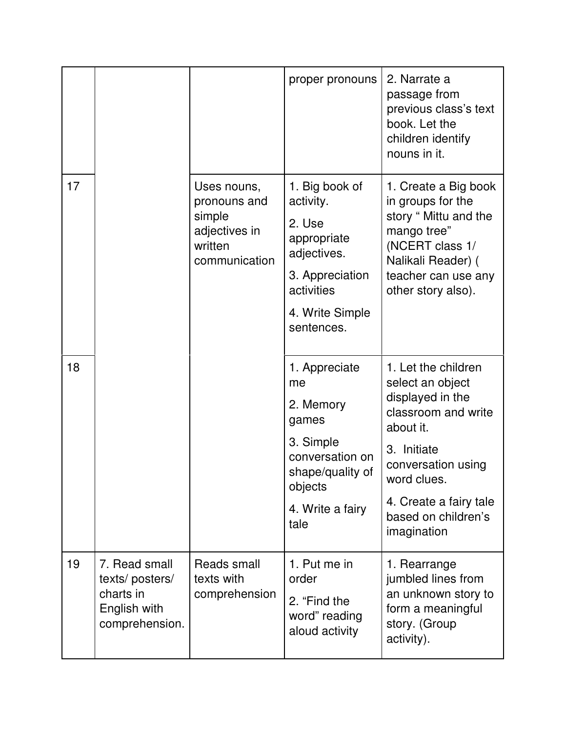| | | | | |
|---|---|---|---|---|
| | | | proper pronouns | 2. Narrate a passage from previous class's text book. Let the children identify nouns in it. |
| 17 | | Uses nouns, pronouns and simple adjectives in written communication | 1. Big book of activity.<br>2. Use appropriate adjectives.<br>3. Appreciation activities<br>4. Write Simple sentences. | 1. Create a Big book in groups for the story " Mittu and the mango tree" (NCERT class 1/ Nalikali Reader) ( teacher can use any other story also). |
| 18 | | | 1. Appreciate me<br>2. Memory games<br>3. Simple conversation on shape/quality of objects<br>4. Write a fairy tale | 1. Let the children select an object displayed in the classroom and write about it.<br>3. Initiate conversation using word clues.<br>4. Create a fairy tale based on children's imagination |
| 19 | 7. Read small texts/ posters/ charts in English with comprehension. | Reads small texts with comprehension | 1. Put me in order<br>2. "Find the word" reading aloud activity | 1. Rearrange jumbled lines from an unknown story to form a meaningful story. (Group activity). |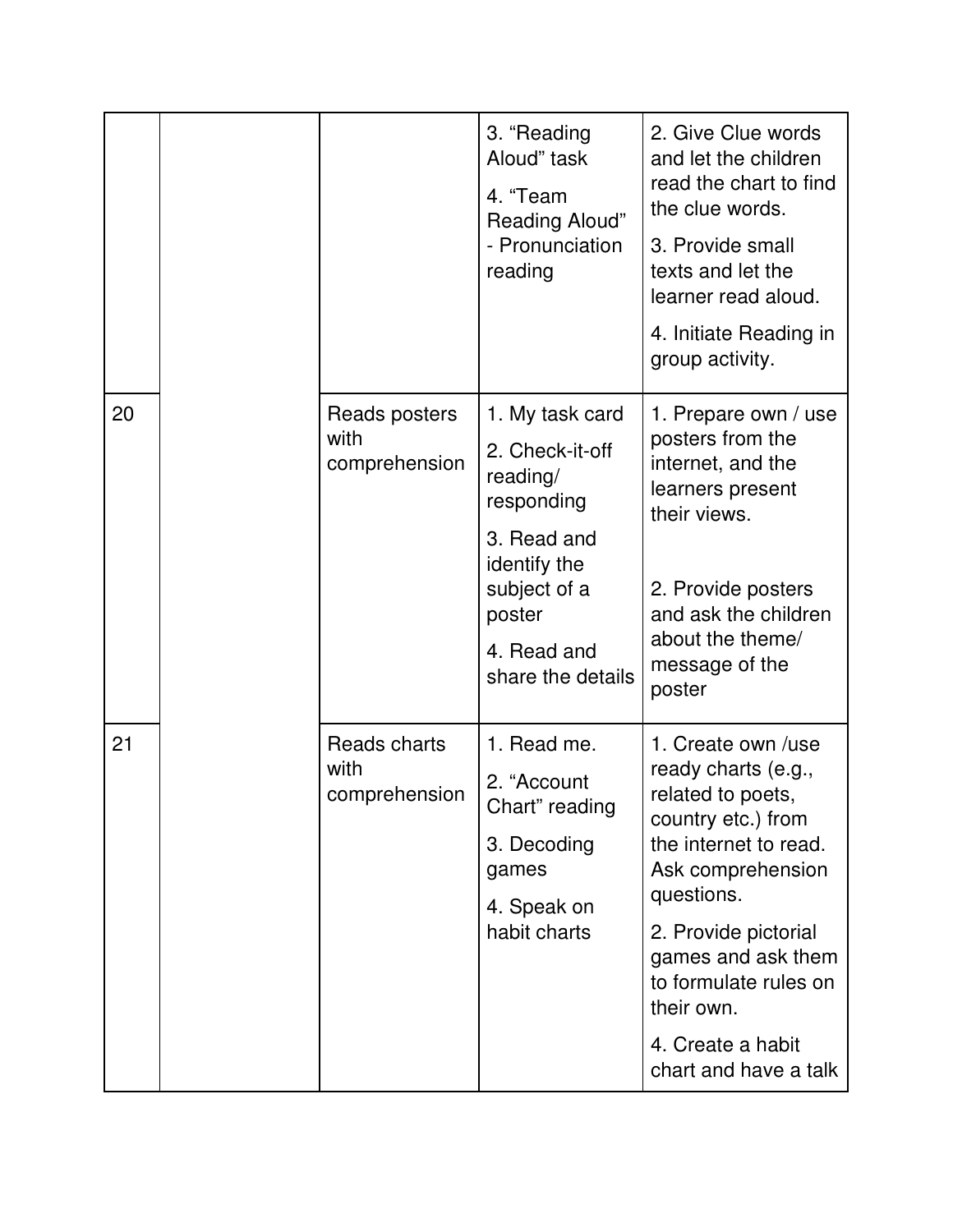| | | | | |
|---|---|---|---|---|
| | | | 3. "Reading Aloud" task<br>4. "Team Reading Aloud" - Pronunciation reading | 2. Give Clue words and let the children read the chart to find the clue words.<br>3. Provide small texts and let the learner read aloud.<br>4. Initiate Reading in group activity. |
| 20 | | Reads posters with comprehension | 1. My task card<br>2. Check-it-off reading/ responding<br>3. Read and identify the subject of a poster<br>4. Read and share the details | 1. Prepare own / use posters from the internet, and the learners present their views.<br>2. Provide posters and ask the children about the theme/ message of the poster |
| 21 | | Reads charts with comprehension | 1. Read me.<br>2. "Account Chart" reading<br>3. Decoding games<br>4. Speak on habit charts | 1. Create own /use ready charts (e.g., related to poets, country etc.) from the internet to read. Ask comprehension questions.<br>2. Provide pictorial games and ask them to formulate rules on their own.<br>4. Create a habit chart and have a talk |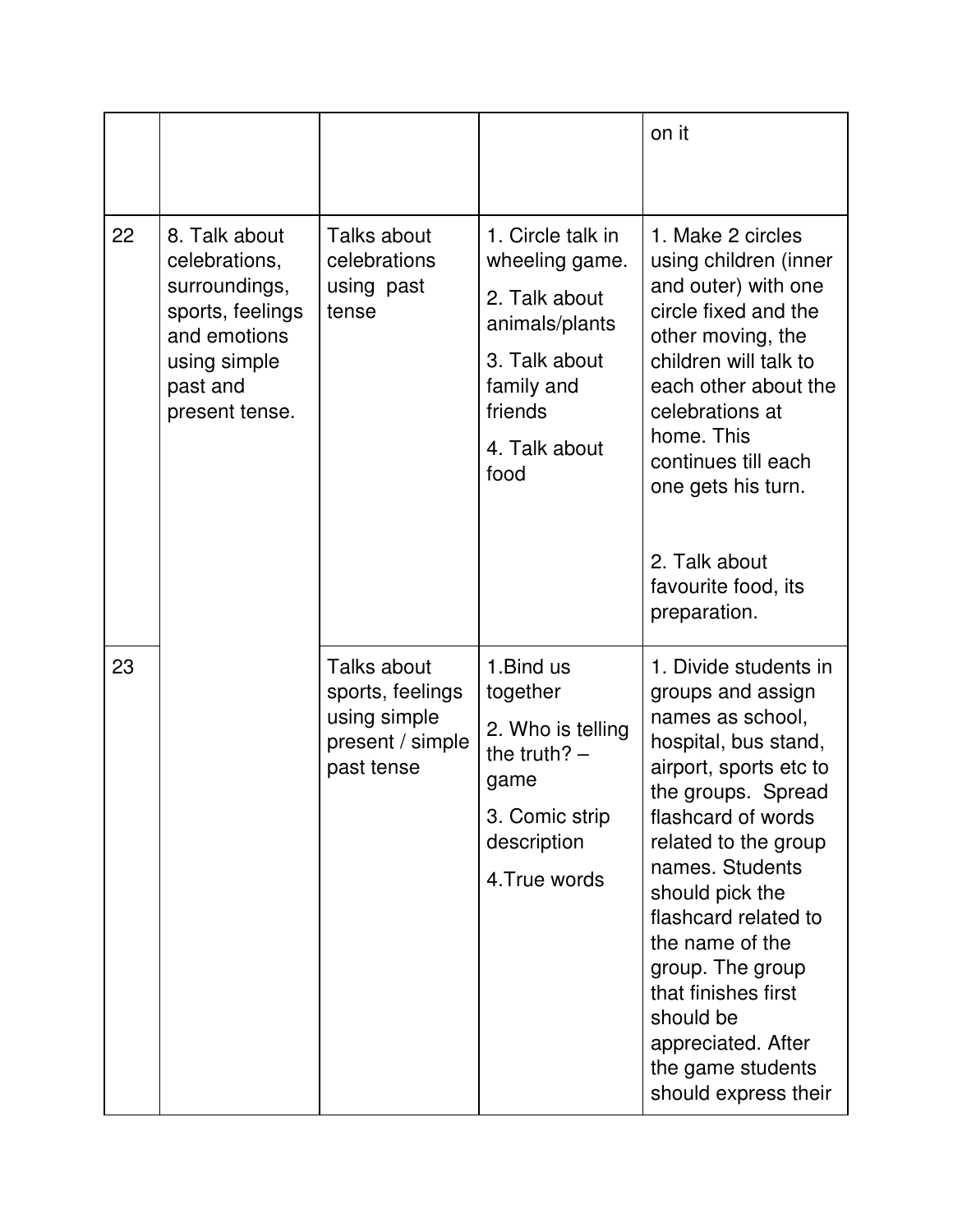| | | | | |
|---|---|---|---|---|
| | | | | on it |
| 22 | 8. Talk about celebrations, surroundings, sports, feelings and emotions using simple past and present tense. | Talks about celebrations using past tense | 1. Circle talk in wheeling game.<br>2. Talk about animals/plants<br>3. Talk about family and friends<br>4. Talk about food | 1. Make 2 circles using children (inner and outer) with one circle fixed and the other moving, the children will talk to each other about the celebrations at home. This continues till each one gets his turn.<br><br>2. Talk about favourite food, its preparation. |
| 23 | | Talks about sports, feelings using simple present / simple past tense | 1.Bind us together<br>2. Who is telling the truth? – game<br>3. Comic strip description<br>4.True words | 1. Divide students in groups and assign names as school, hospital, bus stand, airport, sports etc to the groups. Spread flashcard of words related to the group names. Students should pick the flashcard related to the name of the group. The group that finishes first should be appreciated. After the game students should express their |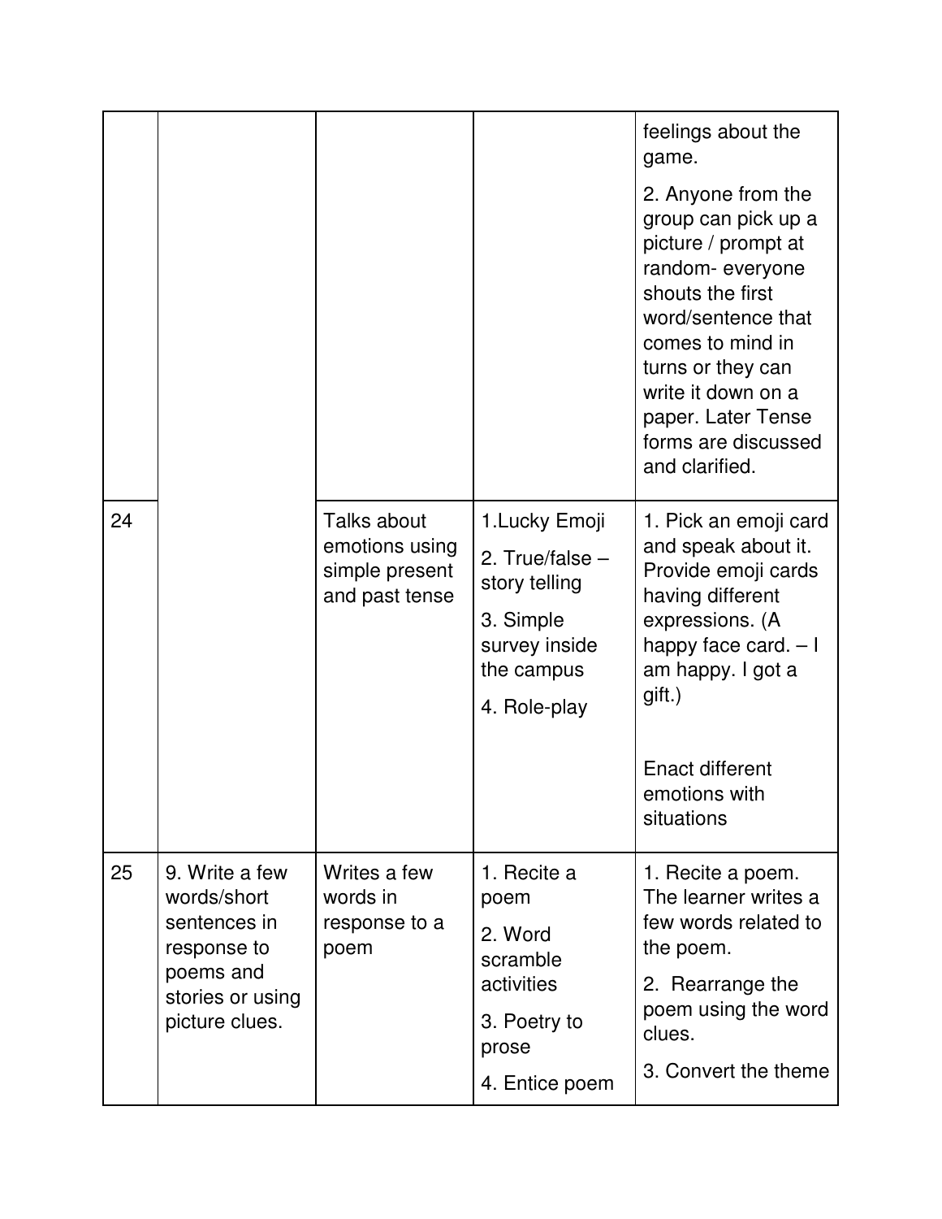| | | | | |
|---|---|---|---|---|
| | | | | feelings about the game.<br><br>2. Anyone from the group can pick up a picture / prompt at random- everyone shouts the first word/sentence that comes to mind in turns or they can write it down on a paper. Later Tense forms are discussed and clarified. |
| 24 | | Talks about emotions using simple present and past tense | 1.Lucky Emoji<br><br>2. True/false – story telling<br><br>3. Simple survey inside the campus<br><br>4. Role-play | 1. Pick an emoji card and speak about it. Provide emoji cards having different expressions. (A happy face card. – I am happy. I got a gift.)<br><br>Enact different emotions with situations |
| 25 | 9. Write a few words/short sentences in response to poems and stories or using picture clues. | Writes a few words in response to a poem | 1. Recite a poem<br><br>2. Word scramble activities<br><br>3. Poetry to prose<br><br>4. Entice poem | 1. Recite a poem. The learner writes a few words related to the poem.<br><br>2. Rearrange the poem using the word clues.<br><br>3. Convert the theme |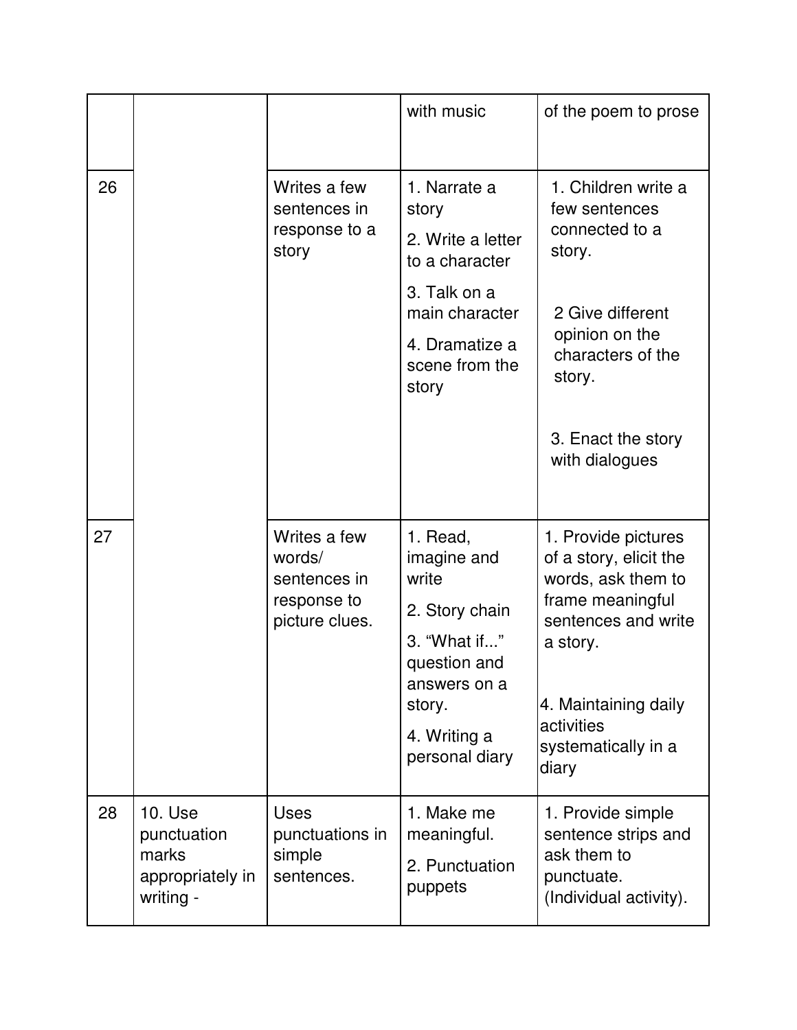| | | | | |
|---|---|---|---|---|
| | | | with music | of the poem to prose |
| 26 | | Writes a few sentences in response to a story | 1. Narrate a story<br>2. Write a letter to a character<br>3. Talk on a main character<br>4. Dramatize a scene from the story | 1. Children write a few sentences connected to a story.<br>2 Give different opinion on the characters of the story.<br>3. Enact the story with dialogues |
| 27 | | Writes a few words/ sentences in response to picture clues. | 1. Read, imagine and write<br>2. Story chain<br>3. “What if...” question and answers on a story.<br>4. Writing a personal diary | 1. Provide pictures of a story, elicit the words, ask them to frame meaningful sentences and write a story.<br>4. Maintaining daily activities systematically in a diary |
| 28 | 10. Use punctuation marks appropriately in writing - | Uses punctuations in simple sentences. | 1. Make me meaningful.<br>2. Punctuation puppets | 1. Provide simple sentence strips and ask them to punctuate. (Individual activity). |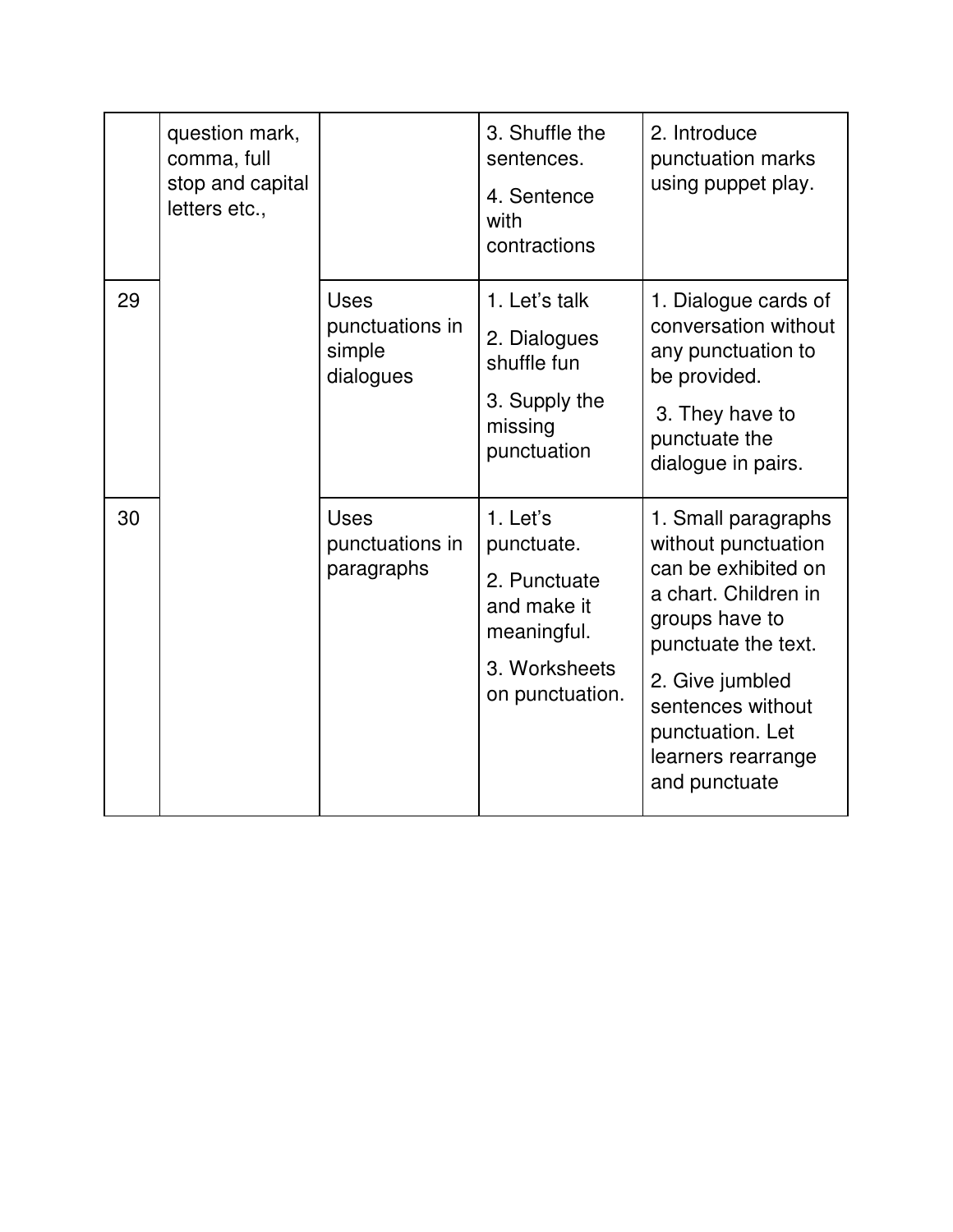| | | | | |
|---|---|---|---|---|
| | question mark, comma, full stop and capital letters etc., | | 3. Shuffle the sentences.<br>4. Sentence with contractions | 2. Introduce punctuation marks using puppet play. |
| 29 | | Uses punctuations in simple dialogues | 1. Let's talk<br>2. Dialogues shuffle fun<br>3. Supply the missing punctuation | 1. Dialogue cards of conversation without any punctuation to be provided.<br>3. They have to punctuate the dialogue in pairs. |
| 30 | | Uses punctuations in paragraphs | 1. Let's punctuate.<br>2. Punctuate and make it meaningful.<br>3. Worksheets on punctuation. | 1. Small paragraphs without punctuation can be exhibited on a chart. Children in groups have to punctuate the text.<br>2. Give jumbled sentences without punctuation. Let learners rearrange and punctuate |